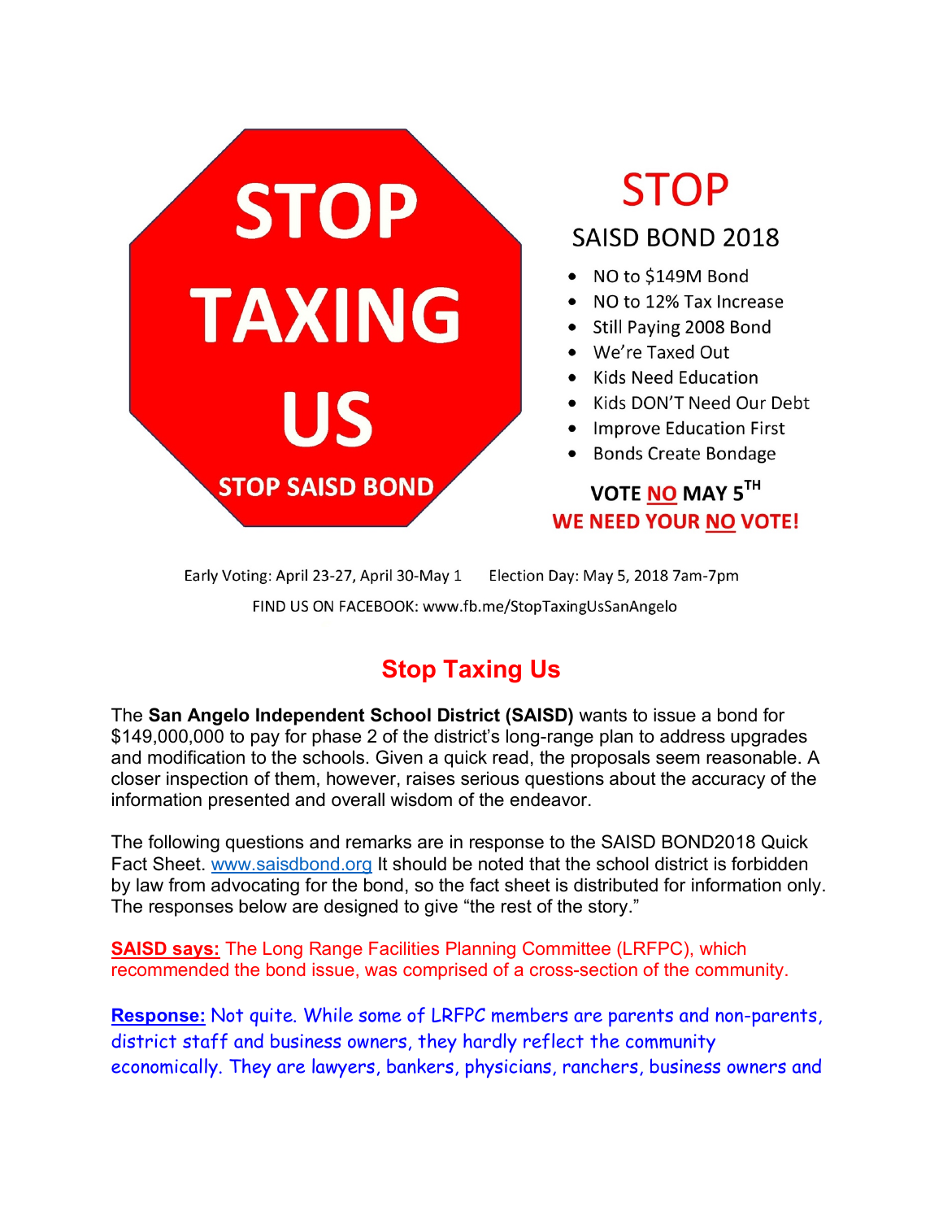**STOP TAXING US**

**STOP SAISD BOND**

# STOP

## SAISD BOND 2018

- NO to $149M Bond
- NO to 12% Tax Increase
- Still Paying 2008 Bond
- We're Taxed Out
- Kids Need Education
- Kids DON'T Need Our Debt
- Improve Education First
- Bonds Create Bondage

**VOTE NO MAY 5TH**

**WE NEED YOUR NO VOTE!**

Early Voting: April 23-27, April 30-May 1 Election Day: May 5, 2018 7am-7pm

FIND US ON FACEBOOK: www.fb.me/StopTaxingUsSanAngelo

## Stop Taxing Us

The **San Angelo Independent School District (SAISD)** wants to issue a bond for $149,000,000 to pay for phase 2 of the district's long-range plan to address upgrades and modification to the schools. Given a quick read, the proposals seem reasonable. A closer inspection of them, however, raises serious questions about the accuracy of the information presented and overall wisdom of the endeavor.

The following questions and remarks are in response to the SAISD BOND2018 Quick Fact Sheet. www.saisdbond.org It should be noted that the school district is forbidden by law from advocating for the bond, so the fact sheet is distributed for information only. The responses below are designed to give "the rest of the story."

**SAISD says:** The Long Range Facilities Planning Committee (LRFPC), which recommended the bond issue, was comprised of a cross-section of the community.

**Response:** Not quite. While some of LRFPC members are parents and non-parents, district staff and business owners, they hardly reflect the community economically. They are lawyers, bankers, physicians, ranchers, business owners and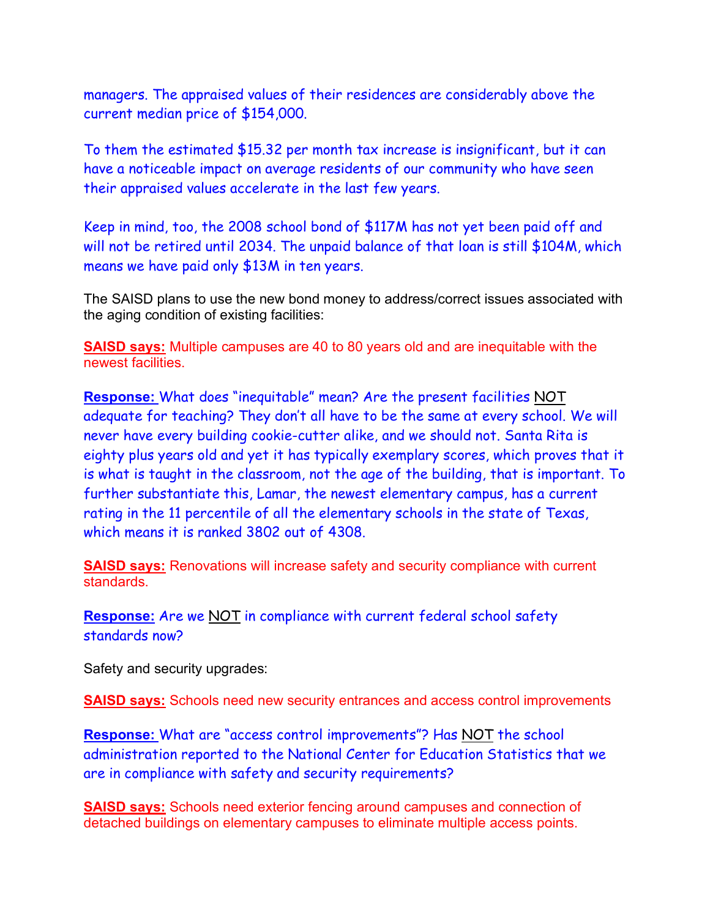managers. The appraised values of their residences are considerably above the current median price of $154,000.

To them the estimated $15.32 per month tax increase is insignificant, but it can have a noticeable impact on average residents of our community who have seen their appraised values accelerate in the last few years.

Keep in mind, too, the 2008 school bond of $117M has not yet been paid off and will not be retired until 2034. The unpaid balance of that loan is still $104M, which means we have paid only $13M in ten years.

The SAISD plans to use the new bond money to address/correct issues associated with the aging condition of existing facilities:

**SAISD says:** Multiple campuses are 40 to 80 years old and are inequitable with the newest facilities.

**Response:** What does "inequitable" mean? Are the present facilities NOT adequate for teaching? They don't all have to be the same at every school. We will never have every building cookie-cutter alike, and we should not. Santa Rita is eighty plus years old and yet it has typically exemplary scores, which proves that it is what is taught in the classroom, not the age of the building, that is important. To further substantiate this, Lamar, the newest elementary campus, has a current rating in the 11 percentile of all the elementary schools in the state of Texas, which means it is ranked 3802 out of 4308.

**SAISD says:** Renovations will increase safety and security compliance with current standards.

**Response:** Are we NOT in compliance with current federal school safety standards now?

Safety and security upgrades:

**SAISD says:** Schools need new security entrances and access control improvements

**Response:** What are "access control improvements"? Has NOT the school administration reported to the National Center for Education Statistics that we are in compliance with safety and security requirements?

**SAISD says:** Schools need exterior fencing around campuses and connection of detached buildings on elementary campuses to eliminate multiple access points.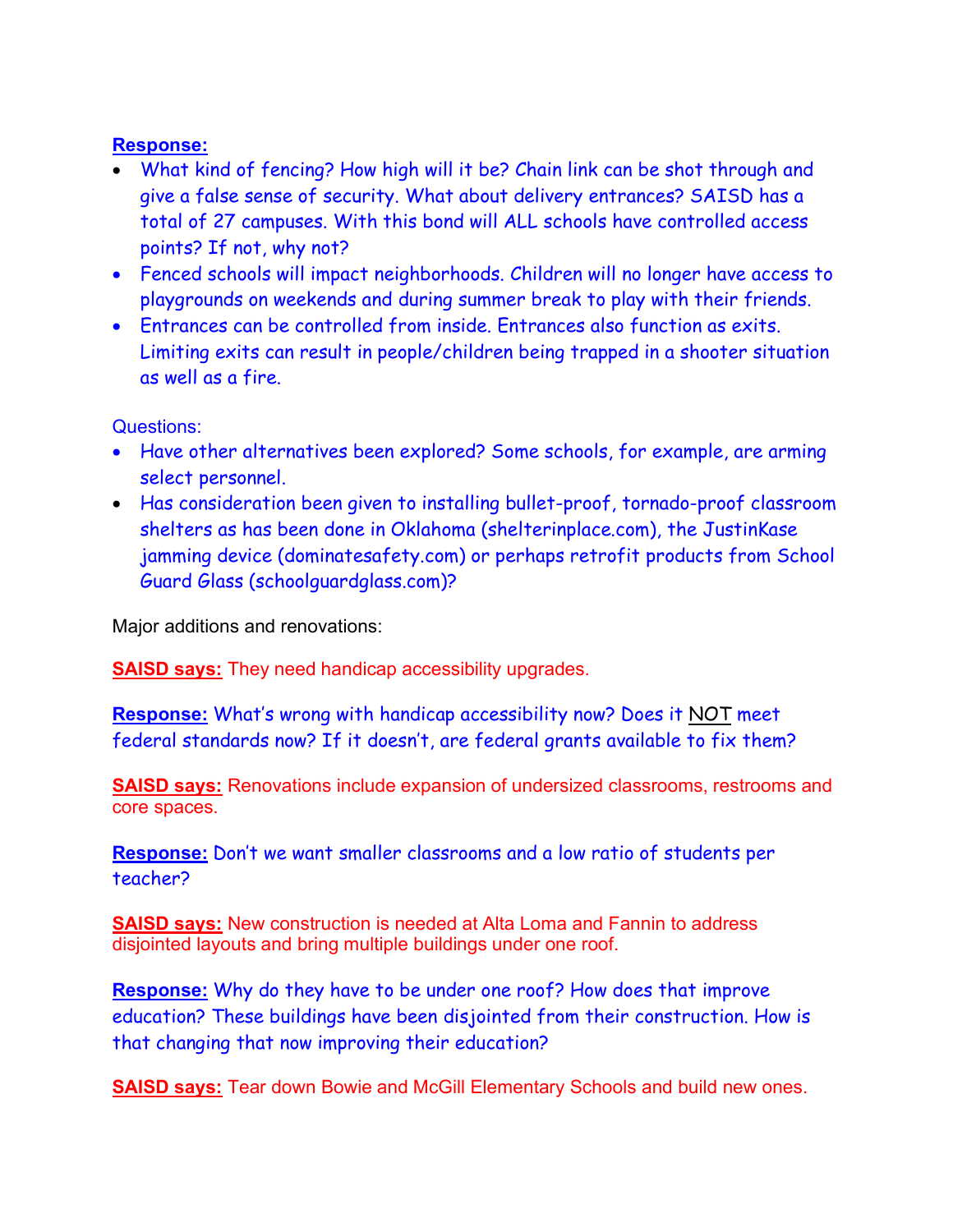**Response:**

- What kind of fencing? How high will it be? Chain link can be shot through and give a false sense of security. What about delivery entrances? SAISD has a total of 27 campuses. With this bond will ALL schools have controlled access points? If not, why not?
- Fenced schools will impact neighborhoods. Children will no longer have access to playgrounds on weekends and during summer break to play with their friends.
- Entrances can be controlled from inside. Entrances also function as exits. Limiting exits can result in people/children being trapped in a shooter situation as well as a fire.

Questions:

- Have other alternatives been explored? Some schools, for example, are arming select personnel.
- Has consideration been given to installing bullet-proof, tornado-proof classroom shelters as has been done in Oklahoma (shelterinplace.com), the JustinKase jamming device (dominatesafety.com) or perhaps retrofit products from School Guard Glass (schoolguardglass.com)?

Major additions and renovations:

**SAISD says:** They need handicap accessibility upgrades.

**Response:** What's wrong with handicap accessibility now? Does it NOT meet federal standards now? If it doesn't, are federal grants available to fix them?

**SAISD says:** Renovations include expansion of undersized classrooms, restrooms and core spaces.

**Response:** Don't we want smaller classrooms and a low ratio of students per teacher?

**SAISD says:** New construction is needed at Alta Loma and Fannin to address disjointed layouts and bring multiple buildings under one roof.

**Response:** Why do they have to be under one roof? How does that improve education? These buildings have been disjointed from their construction. How is that changing that now improving their education?

**SAISD says:** Tear down Bowie and McGill Elementary Schools and build new ones.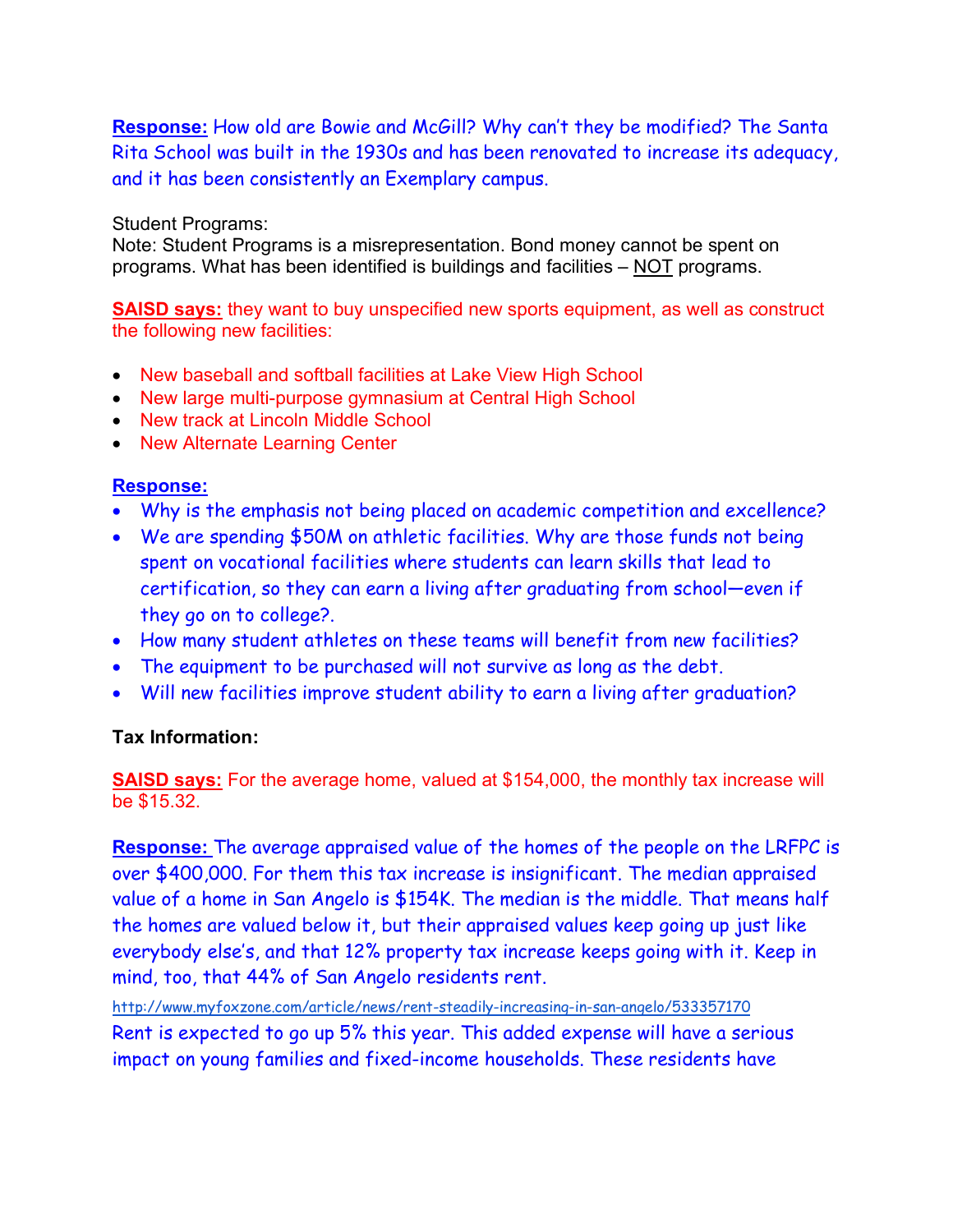**Response:** How old are Bowie and McGill? Why can't they be modified? The Santa Rita School was built in the 1930s and has been renovated to increase its adequacy, and it has been consistently an Exemplary campus.

Student Programs:
Note: Student Programs is a misrepresentation. Bond money cannot be spent on programs. What has been identified is buildings and facilities – NOT programs.

**SAISD says:** they want to buy unspecified new sports equipment, as well as construct the following new facilities:

- New baseball and softball facilities at Lake View High School
- New large multi-purpose gymnasium at Central High School
- New track at Lincoln Middle School
- New Alternate Learning Center

**Response:**

- Why is the emphasis not being placed on academic competition and excellence?
- We are spending $50M on athletic facilities. Why are those funds not being spent on vocational facilities where students can learn skills that lead to certification, so they can earn a living after graduating from school—even if they go on to college?.
- How many student athletes on these teams will benefit from new facilities?
- The equipment to be purchased will not survive as long as the debt.
- Will new facilities improve student ability to earn a living after graduation?

**Tax Information:**

**SAISD says:** For the average home, valued at $154,000, the monthly tax increase will be $15.32.

**Response:** The average appraised value of the homes of the people on the LRFPC is over $400,000. For them this tax increase is insignificant. The median appraised value of a home in San Angelo is $154K. The median is the middle. That means half the homes are valued below it, but their appraised values keep going up just like everybody else's, and that 12% property tax increase keeps going with it. Keep in mind, too, that 44% of San Angelo residents rent.

http://www.myfoxzone.com/article/news/rent-steadily-increasing-in-san-angelo/533357170

Rent is expected to go up 5% this year. This added expense will have a serious impact on young families and fixed-income households. These residents have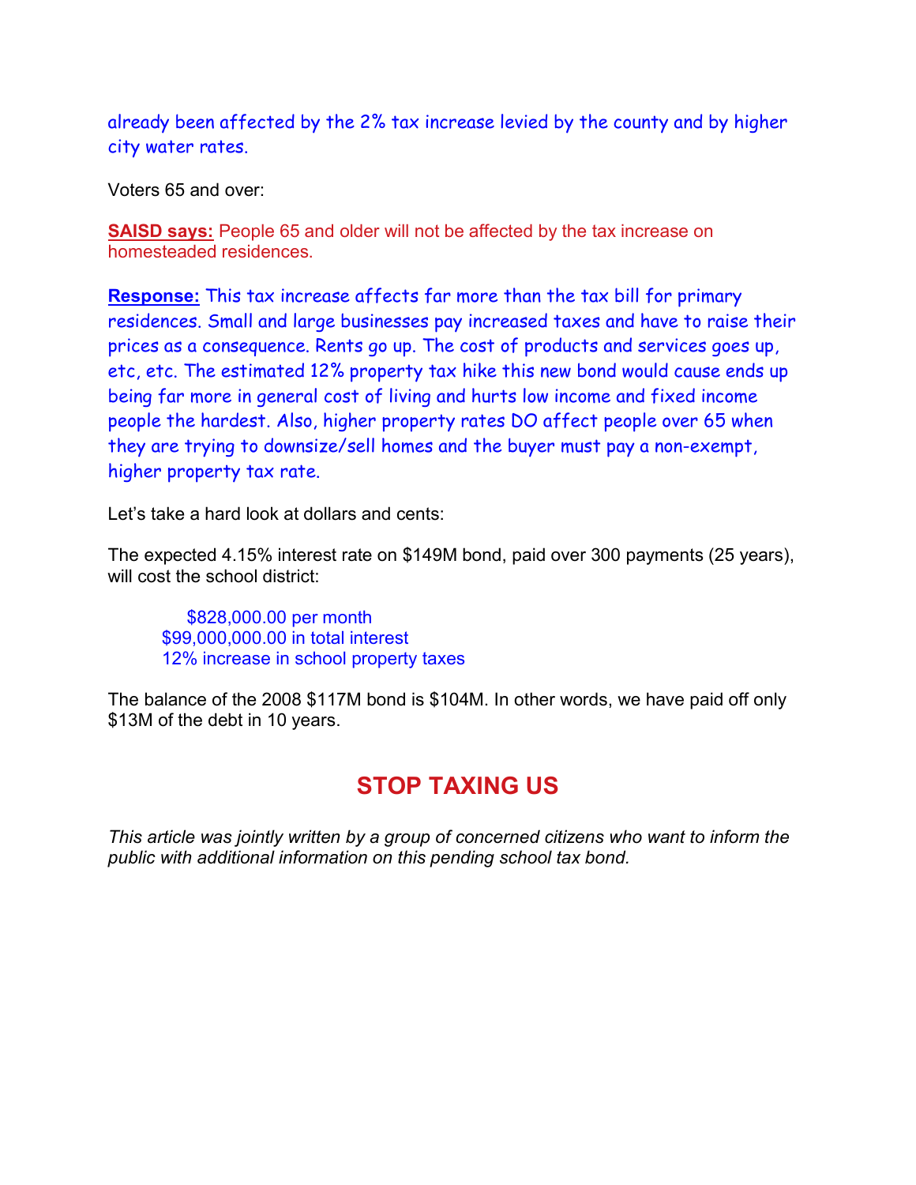already been affected by the 2% tax increase levied by the county and by higher city water rates.

Voters 65 and over:

**SAISD says:** People 65 and older will not be affected by the tax increase on homesteaded residences.

**Response:** This tax increase affects far more than the tax bill for primary residences. Small and large businesses pay increased taxes and have to raise their prices as a consequence. Rents go up. The cost of products and services goes up, etc, etc. The estimated 12% property tax hike this new bond would cause ends up being far more in general cost of living and hurts low income and fixed income people the hardest. Also, higher property rates DO affect people over 65 when they are trying to downsize/sell homes and the buyer must pay a non-exempt, higher property tax rate.

Let's take a hard look at dollars and cents:

The expected 4.15% interest rate on $149M bond, paid over 300 payments (25 years), will cost the school district:

$828,000.00 per month
$99,000,000.00 in total interest
12% increase in school property taxes

The balance of the 2008 $117M bond is $104M. In other words, we have paid off only $13M of the debt in 10 years.

## STOP TAXING US

*This article was jointly written by a group of concerned citizens who want to inform the public with additional information on this pending school tax bond.*